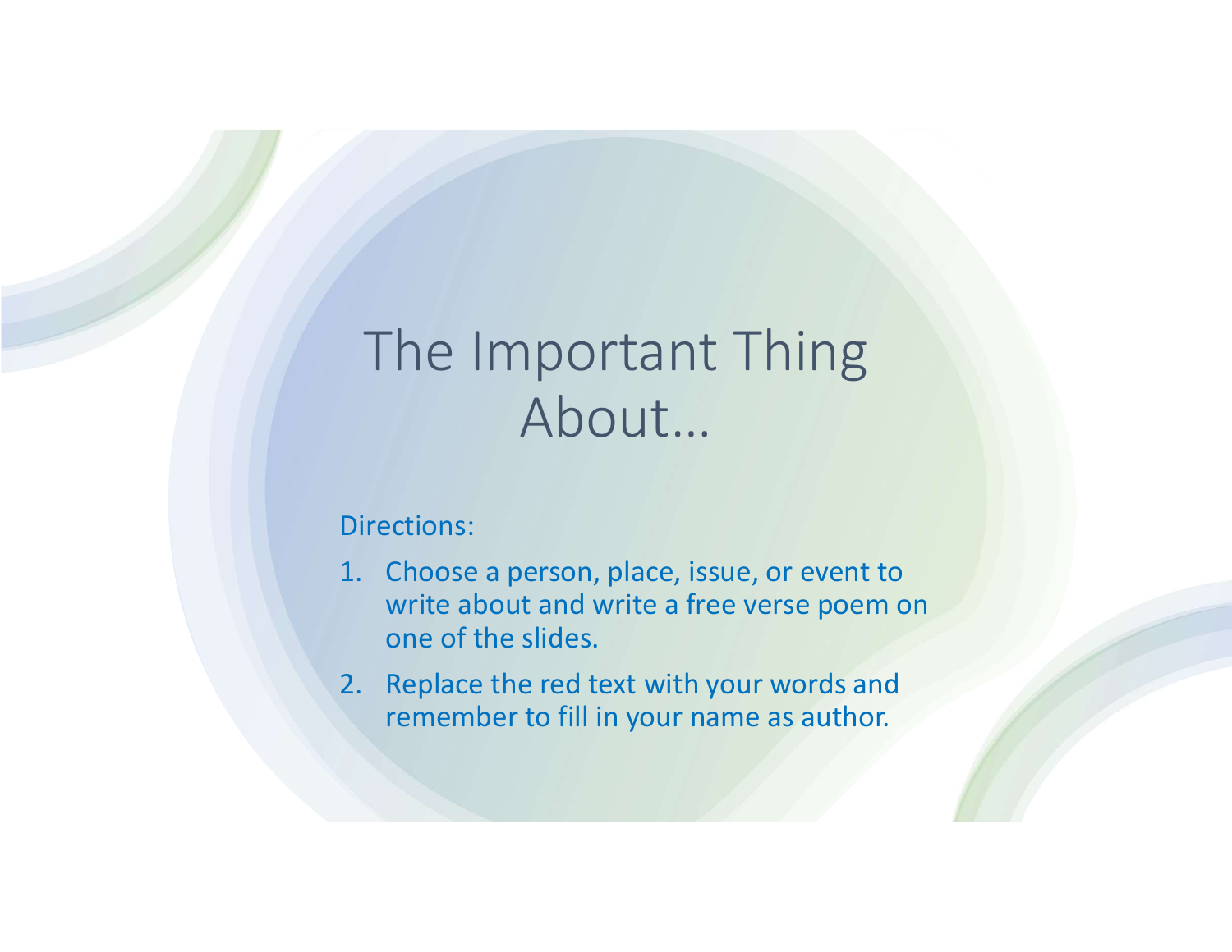# The Important Thing About…

Directions:

1. Choose a person, place, issue, or event to write about and write a free verse poem on one of the slides.
2. Replace the red text with your words and remember to fill in your name as author.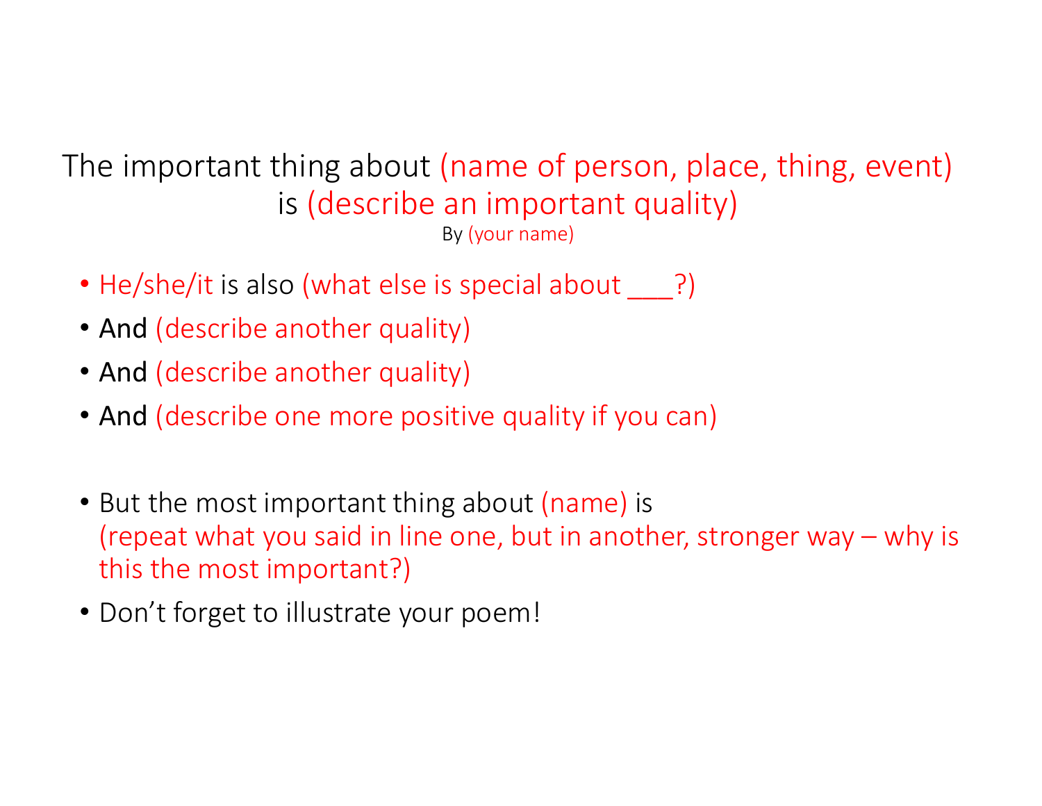The important thing about (name of person, place, thing, event) is (describe an important quality)

By (your name)

- He/she/it is also (what else is special about ___?)
- And (describe another quality)
- And (describe another quality)
- And (describe one more positive quality if you can)

- But the most important thing about (name) is (repeat what you said in line one, but in another, stronger way – why is this the most important?)
- Don’t forget to illustrate your poem!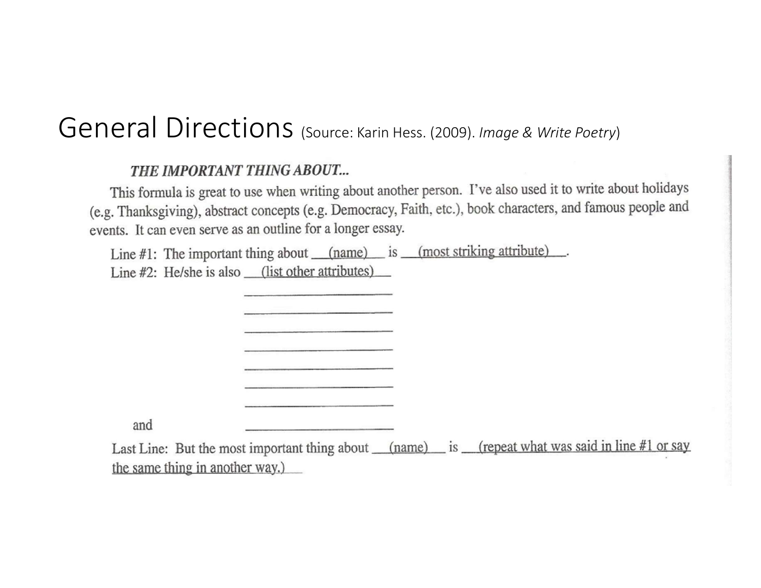# General Directions (Source: Karin Hess. (2009). *Image & Write Poetry*)

***THE IMPORTANT THING ABOUT...***

This formula is great to use when writing about another person. I've also used it to write about holidays (e.g. Thanksgiving), abstract concepts (e.g. Democracy, Faith, etc.), book characters, and famous people and events. It can even serve as an outline for a longer essay.

Line #1: The important thing about \_\_(name)\_\_ is \_\_(most striking attribute)\_\_.

Line #2: He/she is also \_\_(list other attributes)\_\_

\_\_\_\_\_\_\_\_\_\_\_\_\_\_\_\_\_\_\_\_\_\_

\_\_\_\_\_\_\_\_\_\_\_\_\_\_\_\_\_\_\_\_\_\_

\_\_\_\_\_\_\_\_\_\_\_\_\_\_\_\_\_\_\_\_\_\_

\_\_\_\_\_\_\_\_\_\_\_\_\_\_\_\_\_\_\_\_\_\_

\_\_\_\_\_\_\_\_\_\_\_\_\_\_\_\_\_\_\_\_\_\_

\_\_\_\_\_\_\_\_\_\_\_\_\_\_\_\_\_\_\_\_\_\_

\_\_\_\_\_\_\_\_\_\_\_\_\_\_\_\_\_\_\_\_\_\_

and \_\_\_\_\_\_\_\_\_\_\_\_\_\_\_\_\_\_\_\_\_\_

Last Line: But the most important thing about \_\_(name)\_\_ is \_\_(repeat what was said in line #1 or say the same thing in another way.)\_\_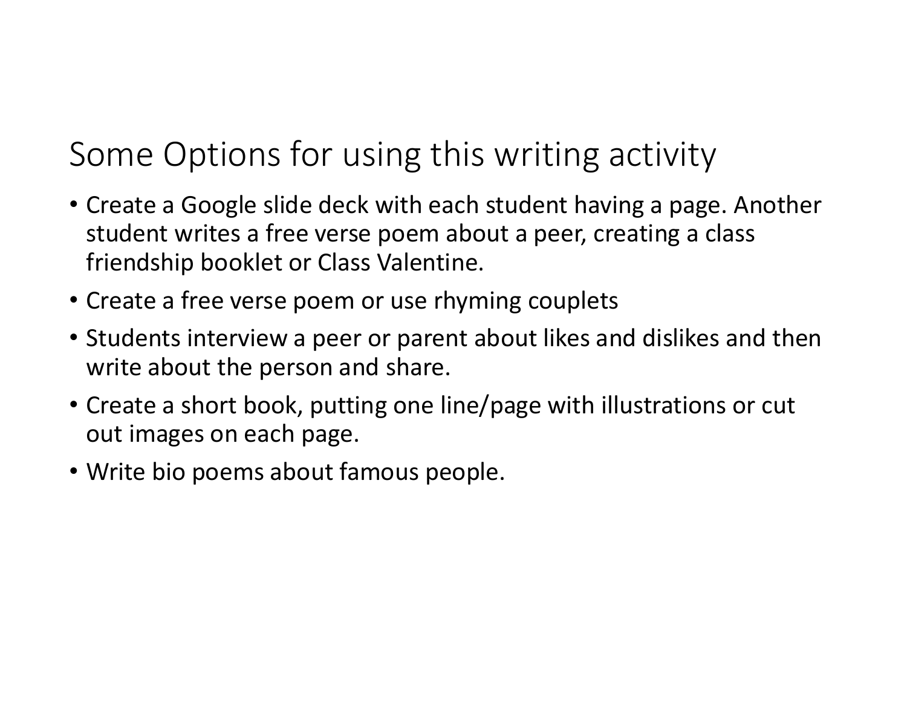# Some Options for using this writing activity

- Create a Google slide deck with each student having a page. Another student writes a free verse poem about a peer, creating a class friendship booklet or Class Valentine.
- Create a free verse poem or use rhyming couplets
- Students interview a peer or parent about likes and dislikes and then write about the person and share.
- Create a short book, putting one line/page with illustrations or cut out images on each page.
- Write bio poems about famous people.